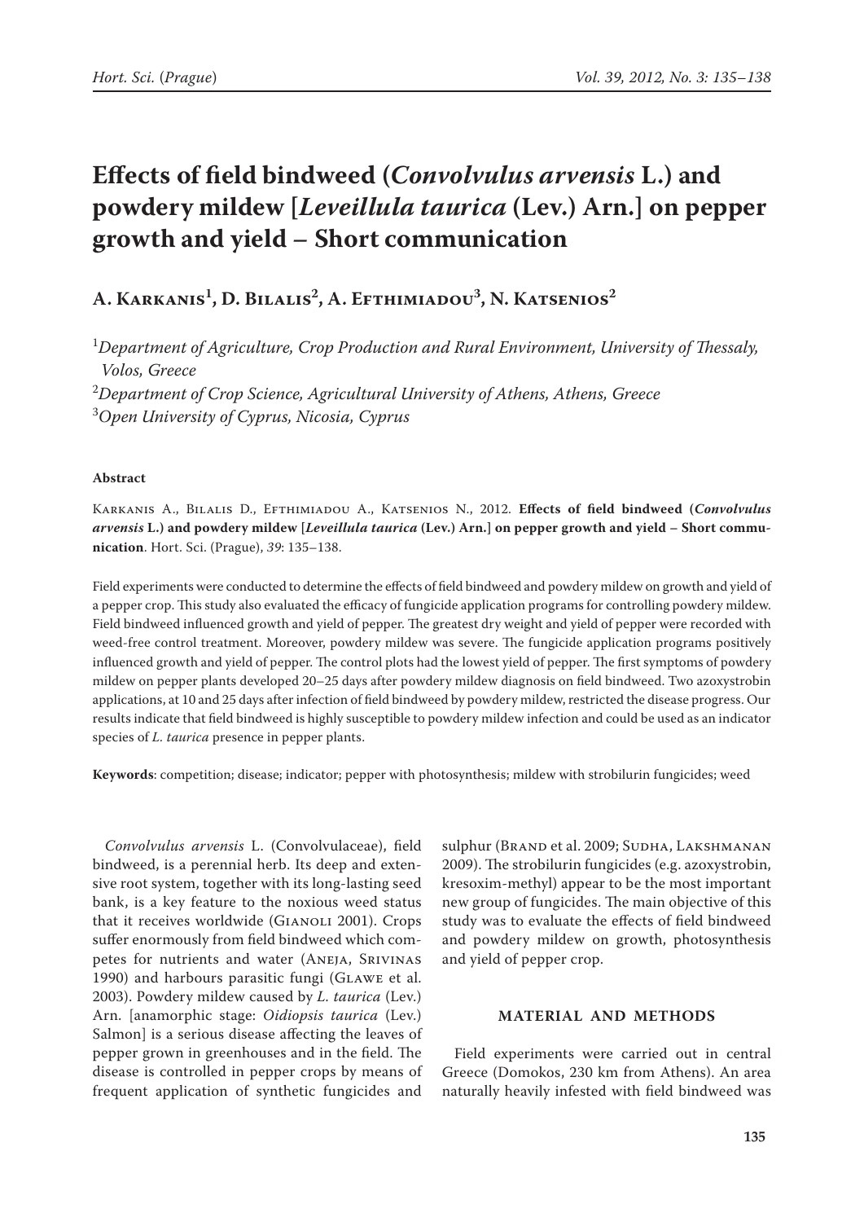# Effects of field bindweed (*Convolvulus arvensis* L.) and powdery mildew [*Leveillula taurica* (Lev.) Arn.] on pepper growth and yield – Short communication

**A. Karkanis[1], D. Bilalis[2], A. Efthimiadou[3], N. Katsenios[2]**

[1]*Department of Agriculture, Crop Production and Rural Environment, University of Thessaly, Volos, Greece*
[2]*Department of Crop Science, Agricultural University of Athens, Athens, Greece*
[3]*Open University of Cyprus, Nicosia, Cyprus*

**Abstract**

Karkanis A., Bilalis D., Efthimiadou A., Katsenios N., 2012. **Effects of field bindweed (*Convolvulus arvensis* L.) and powdery mildew [*Leveillula taurica* (Lev.) Arn.] on pepper growth and yield – Short communication**. Hort. Sci. (Prague), *39*: 135–138.

Field experiments were conducted to determine the effects of field bindweed and powdery mildew on growth and yield of a pepper crop. This study also evaluated the efficacy of fungicide application programs for controlling powdery mildew. Field bindweed influenced growth and yield of pepper. The greatest dry weight and yield of pepper were recorded with weed-free control treatment. Moreover, powdery mildew was severe. The fungicide application programs positively influenced growth and yield of pepper. The control plots had the lowest yield of pepper. The first symptoms of powdery mildew on pepper plants developed 20–25 days after powdery mildew diagnosis on field bindweed. Two azoxystrobin applications, at 10 and 25 days after infection of field bindweed by powdery mildew, restricted the disease progress. Our results indicate that field bindweed is highly susceptible to powdery mildew infection and could be used as an indicator species of *L. taurica* presence in pepper plants.

**Keywords**: competition; disease; indicator; pepper with photosynthesis; mildew with strobilurin fungicides; weed

*Convolvulus arvensis* L. (Convolvulaceae), field bindweed, is a perennial herb. Its deep and extensive root system, together with its long-lasting seed bank, is a key feature to the noxious weed status that it receives worldwide (Gianoli 2001). Crops suffer enormously from field bindweed which competes for nutrients and water (Aneja, Srivinas 1990) and harbours parasitic fungi (Glawe et al. 2003). Powdery mildew caused by *L. taurica* (Lev.) Arn. [anamorphic stage: *Oidiopsis taurica* (Lev.) Salmon] is a serious disease affecting the leaves of pepper grown in greenhouses and in the field. The disease is controlled in pepper crops by means of frequent application of synthetic fungicides and sulphur (Brand et al. 2009; Sudha, Lakshmanan 2009). The strobilurin fungicides (e.g. azoxystrobin, kresoxim-methyl) appear to be the most important new group of fungicides. The main objective of this study was to evaluate the effects of field bindweed and powdery mildew on growth, photosynthesis and yield of pepper crop.

## MATERIAL AND METHODS

Field experiments were carried out in central Greece (Domokos, 230 km from Athens). An area naturally heavily infested with field bindweed was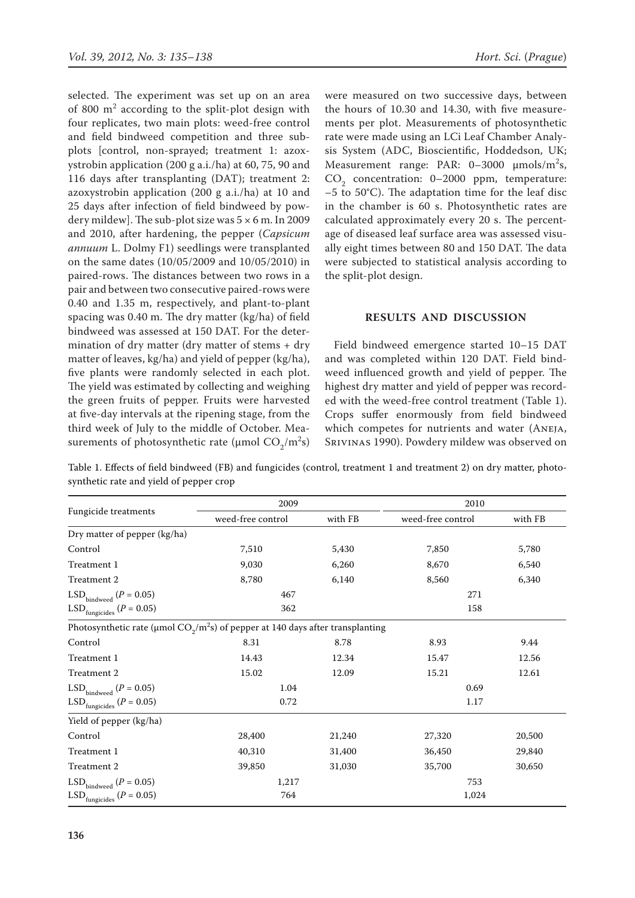selected. The experiment was set up on an area of 800 $m^2$ according to the split-plot design with four replicates, two main plots: weed-free control and field bindweed competition and three sub-plots [control, non-sprayed; treatment 1: azoxystrobin application (200 g a.i./ha) at 60, 75, 90 and 116 days after transplanting (DAT); treatment 2: azoxystrobin application (200 g a.i./ha) at 10 and 25 days after infection of field bindweed by powdery mildew]. The sub-plot size was 5 × 6 m. In 2009 and 2010, after hardening, the pepper (*Capsicum annuum* L. Dolmy F1) seedlings were transplanted on the same dates (10/05/2009 and 10/05/2010) in paired-rows. The distances between two rows in a pair and between two consecutive paired-rows were 0.40 and 1.35 m, respectively, and plant-to-plant spacing was 0.40 m. The dry matter (kg/ha) of field bindweed was assessed at 150 DAT. For the determination of dry matter (dry matter of stems + dry matter of leaves, kg/ha) and yield of pepper (kg/ha), five plants were randomly selected in each plot. The yield was estimated by collecting and weighing the green fruits of pepper. Fruits were harvested at five-day intervals at the ripening stage, from the third week of July to the middle of October. Measurements of photosynthetic rate (μmol $CO_2/m^2s$) were measured on two successive days, between the hours of 10.30 and 14.30, with five measurements per plot. Measurements of photosynthetic rate were made using an LCi Leaf Chamber Analysis System (ADC, Bioscientific, Hoddedson, UK; Measurement range: PAR: 0–3000 μmols/$m^2$s, $CO_2$ concentration: 0–2000 ppm, temperature: −5 to 50°C). The adaptation time for the leaf disc in the chamber is 60 s. Photosynthetic rates are calculated approximately every 20 s. The percentage of diseased leaf surface area was assessed visually eight times between 80 and 150 DAT. The data were subjected to statistical analysis according to the split-plot design.

## RESULTS AND DISCUSSION

Field bindweed emergence started 10–15 DAT and was completed within 120 DAT. Field bindweed influenced growth and yield of pepper. The highest dry matter and yield of pepper was recorded with the weed-free control treatment (Table 1). Crops suffer enormously from field bindweed which competes for nutrients and water (Aneja, Srivinas 1990). Powdery mildew was observed on

Table 1. Effects of field bindweed (FB) and fungicides (control, treatment 1 and treatment 2) on dry matter, photosynthetic rate and yield of pepper crop

| Fungicide treatments | 2009 | | 2010 | |
|---|---|---|---|---|
| | weed-free control | with FB | weed-free control | with FB |
| **Dry matter of pepper (kg/ha)** | | | | |
| Control | 7,510 | 5,430 | 7,850 | 5,780 |
| Treatment 1 | 9,030 | 6,260 | 8,670 | 6,540 |
| Treatment 2 | 8,780 | 6,140 | 8,560 | 6,340 |
| $LSD_{bindweed}$ ($P$ = 0.05) | 467 | | 271 | |
| $LSD_{fungicides}$ ($P$ = 0.05) | 362 | | 158 | |
| **Photosynthetic rate (μmol $CO_2/m^2s$) of pepper at 140 days after transplanting** | | | | |
| Control | 8.31 | 8.78 | 8.93 | 9.44 |
| Treatment 1 | 14.43 | 12.34 | 15.47 | 12.56 |
| Treatment 2 | 15.02 | 12.09 | 15.21 | 12.61 |
| $LSD_{bindweed}$ ($P$ = 0.05) | 1.04 | | 0.69 | |
| $LSD_{fungicides}$ ($P$ = 0.05) | 0.72 | | 1.17 | |
| **Yield of pepper (kg/ha)** | | | | |
| Control | 28,400 | 21,240 | 27,320 | 20,500 |
| Treatment 1 | 40,310 | 31,400 | 36,450 | 29,840 |
| Treatment 2 | 39,850 | 31,030 | 35,700 | 30,650 |
| $LSD_{bindweed}$ ($P$ = 0.05) | 1,217 | | 753 | |
| $LSD_{fungicides}$ ($P$ = 0.05) | 764 | | 1,024 | |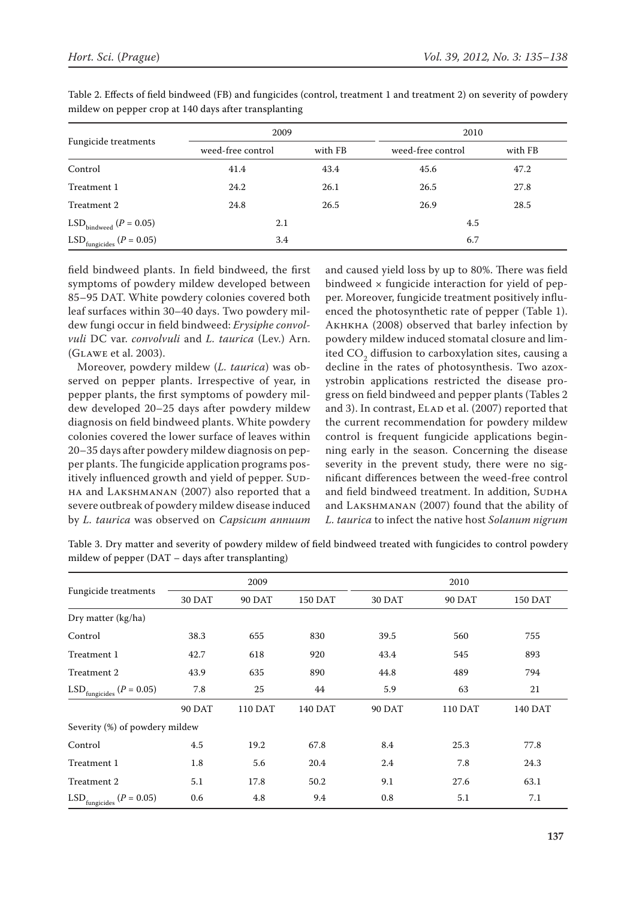Table 2. Effects of field bindweed (FB) and fungicides (control, treatment 1 and treatment 2) on severity of powdery mildew on pepper crop at 140 days after transplanting

| Fungicide treatments | 2009 | | 2010 | |
|---|---|---|---|---|
| | weed-free control | with FB | weed-free control | with FB |
| Control | 41.4 | 43.4 | 45.6 | 47.2 |
| Treatment 1 | 24.2 | 26.1 | 26.5 | 27.8 |
| Treatment 2 | 24.8 | 26.5 | 26.9 | 28.5 |
| $LSD_{bindweed}$ ($P = 0.05$) | 2.1 | | 4.5 | |
| $LSD_{fungicides}$ ($P = 0.05$) | 3.4 | | 6.7 | |

field bindweed plants. In field bindweed, the first symptoms of powdery mildew developed between 85–95 DAT. White powdery colonies covered both leaf surfaces within 30–40 days. Two powdery mildew fungi occur in field bindweed: *Erysiphe convolvuli* DC var. *convolvuli* and *L. taurica* (Lev.) Arn. (Glawe et al. 2003).

Moreover, powdery mildew (*L. taurica*) was observed on pepper plants. Irrespective of year, in pepper plants, the first symptoms of powdery mildew developed 20–25 days after powdery mildew diagnosis on field bindweed plants. White powdery colonies covered the lower surface of leaves within 20–35 days after powdery mildew diagnosis on pepper plants. The fungicide application programs positively influenced growth and yield of pepper. Sudha and Lakshmanan (2007) also reported that a severe outbreak of powdery mildew disease induced by *L. taurica* was observed on *Capsicum annuum* and caused yield loss by up to 80%. There was field bindweed × fungicide interaction for yield of pepper. Moreover, fungicide treatment positively influenced the photosynthetic rate of pepper (Table 1). Akhkha (2008) observed that barley infection by powdery mildew induced stomatal closure and limited $CO_2$ diffusion to carboxylation sites, causing a decline in the rates of photosynthesis. Two azoxystrobin applications restricted the disease progress on field bindweed and pepper plants (Tables 2 and 3). In contrast, Elad et al. (2007) reported that the current recommendation for powdery mildew control is frequent fungicide applications beginning early in the season. Concerning the disease severity in the prevent study, there were no significant differences between the weed-free control and field bindweed treatment. In addition, Sudha and Lakshmanan (2007) found that the ability of *L. taurica* to infect the native host *Solanum nigrum*

Table 3. Dry matter and severity of powdery mildew of field bindweed treated with fungicides to control powdery mildew of pepper (DAT – days after transplanting)

| Fungicide treatments | 2009 | | | 2010 | | |
|---|---|---|---|---|---|---|
| | 30 DAT | 90 DAT | 150 DAT | 30 DAT | 90 DAT | 150 DAT |
| Dry matter (kg/ha) | | | | | | |
| Control | 38.3 | 655 | 830 | 39.5 | 560 | 755 |
| Treatment 1 | 42.7 | 618 | 920 | 43.4 | 545 | 893 |
| Treatment 2 | 43.9 | 635 | 890 | 44.8 | 489 | 794 |
| $LSD_{fungicides}$ ($P = 0.05$) | 7.8 | 25 | 44 | 5.9 | 63 | 21 |
| | 90 DAT | 110 DAT | 140 DAT | 90 DAT | 110 DAT | 140 DAT |
| Severity (%) of powdery mildew | | | | | | |
| Control | 4.5 | 19.2 | 67.8 | 8.4 | 25.3 | 77.8 |
| Treatment 1 | 1.8 | 5.6 | 20.4 | 2.4 | 7.8 | 24.3 |
| Treatment 2 | 5.1 | 17.8 | 50.2 | 9.1 | 27.6 | 63.1 |
| $LSD_{fungicides}$ ($P = 0.05$) | 0.6 | 4.8 | 9.4 | 0.8 | 5.1 | 7.1 |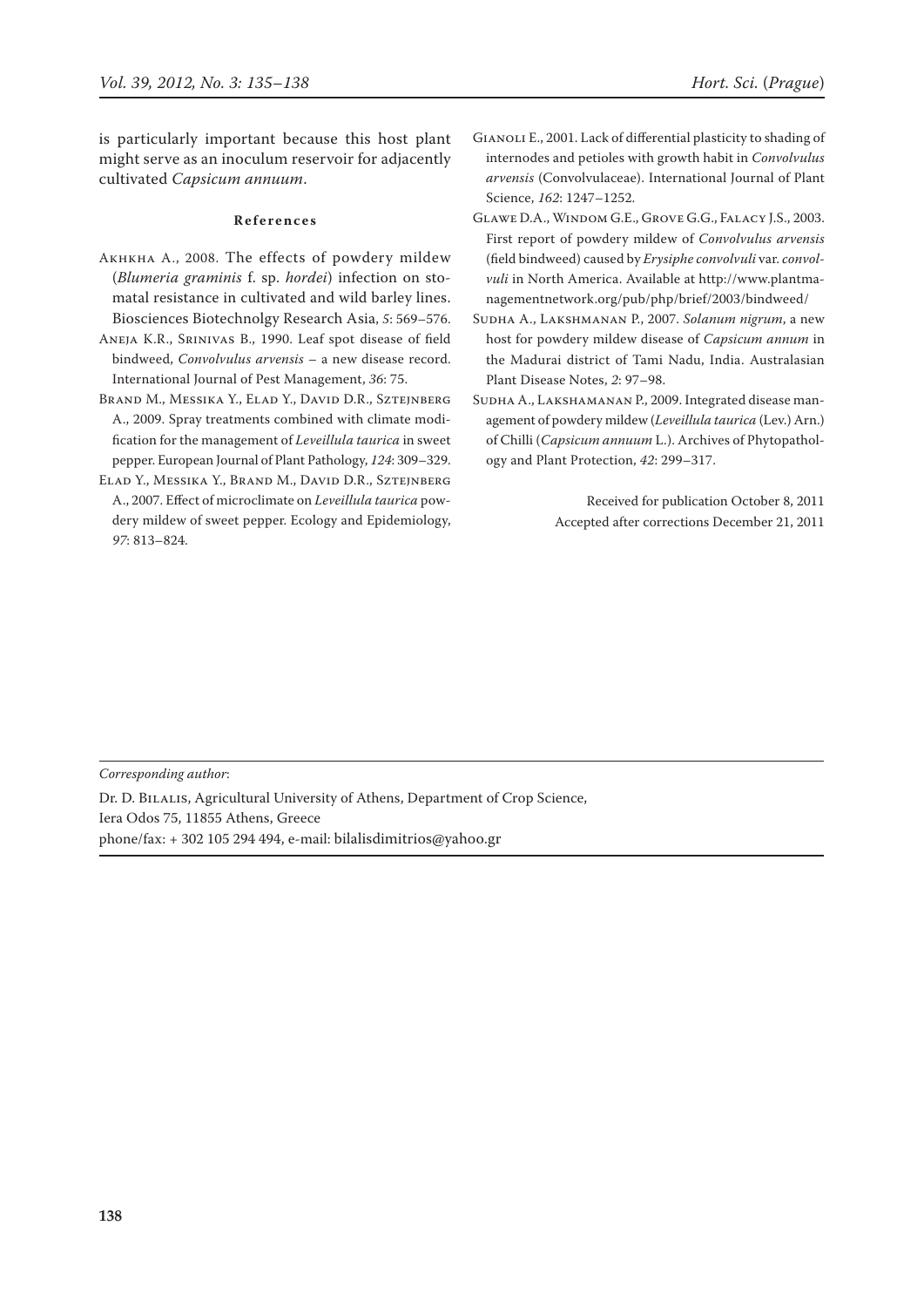is particularly important because this host plant might serve as an inoculum reservoir for adjacently cultivated *Capsicum annuum*.

## References

Akhkha A., 2008. The effects of powdery mildew (*Blumeria graminis* f. sp. *hordei*) infection on stomatal resistance in cultivated and wild barley lines. Biosciences Biotechnolgy Research Asia, *5*: 569–576.

Aneja K.R., Srinivas B., 1990. Leaf spot disease of field bindweed, *Convolvulus arvensis* – a new disease record. International Journal of Pest Management, *36*: 75.

Brand M., Messika Y., Elad Y., David D.R., Sztejnberg A., 2009. Spray treatments combined with climate modification for the management of *Leveillula taurica* in sweet pepper. European Journal of Plant Pathology, *124*: 309–329.

Elad Y., Messika Y., Brand M., David D.R., Sztejnberg A., 2007. Effect of microclimate on *Leveillula taurica* powdery mildew of sweet pepper. Ecology and Epidemiology, *97*: 813–824.

Gianoli E., 2001. Lack of differential plasticity to shading of internodes and petioles with growth habit in *Convolvulus arvensis* (Convolvulaceae). International Journal of Plant Science, *162*: 1247–1252.

Glawe D.A., Windom G.E., Grove G.G., Falacy J.S., 2003. First report of powdery mildew of *Convolvulus arvensis* (field bindweed) caused by *Erysiphe convolvuli* var. *convolvuli* in North America. Available at http://www.plantmanagementnetwork.org/pub/php/brief/2003/bindweed/

Sudha A., Lakshmanan P., 2007. *Solanum nigrum*, a new host for powdery mildew disease of *Capsicum annum* in the Madurai district of Tami Nadu, India. Australasian Plant Disease Notes, *2*: 97–98.

Sudha A., Lakshamanan P., 2009. Integrated disease management of powdery mildew (*Leveillula taurica* (Lev.) Arn.) of Chilli (*Capsicum annuum* L.). Archives of Phytopathology and Plant Protection, *42*: 299–317.

Received for publication October 8, 2011
Accepted after corrections December 21, 2011

*Corresponding author*:

Dr. D. Bilalis, Agricultural University of Athens, Department of Crop Science,
Iera Odos 75, 11855 Athens, Greece
phone/fax: + 302 105 294 494, e-mail: bilalisdimitrios@yahoo.gr